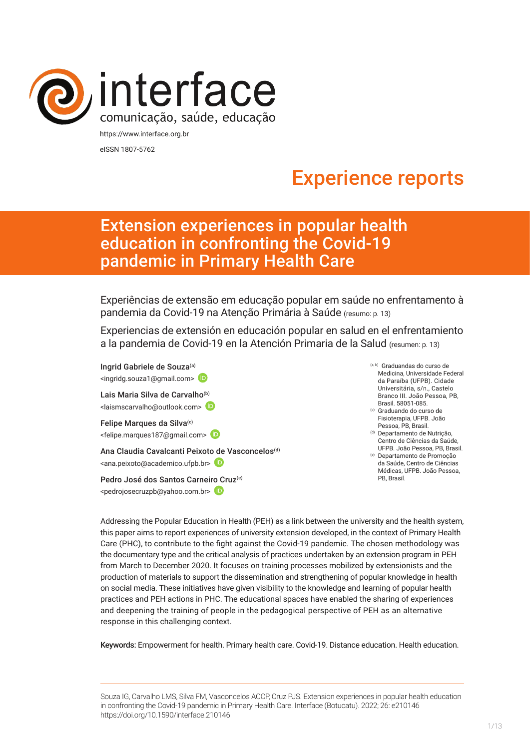interface
comunicação, saúde, educação

https://www.interface.org.br

eISSN 1807-5762

Experience reports

# Extension experiences in popular health education in confronting the Covid-19 pandemic in Primary Health Care

Experiências de extensão em educação popular em saúde no enfrentamento à pandemia da Covid-19 na Atenção Primária à Saúde (resumo: p. 13)

Experiencias de extensión en educación popular en salud en el enfrentamiento a la pandemia de Covid-19 en la Atención Primaria de la Salud (resumen: p. 13)

Ingrid Gabriele de Souza[a]
<ingridg.souza1@gmail.com>

Lais Maria Silva de Carvalho[b]
<laismscarvalho@outlook.com>

Felipe Marques da Silva[c]
<felipe.marques187@gmail.com>

Ana Claudia Cavalcanti Peixoto de Vasconcelos[d]
<ana.peixoto@academico.ufpb.br>

Pedro José dos Santos Carneiro Cruz[e]
<pedrojosecruzpb@yahoo.com.br>

[a, b] Graduandas do curso de Medicina, Universidade Federal da Paraíba (UFPB). Cidade Universitária, s/n., Castelo Branco III. João Pessoa, PB, Brasil. 58051-085.
[c] Graduando do curso de Fisioterapia, UFPB. João Pessoa, PB, Brasil.
[d] Departamento de Nutrição, Centro de Ciências da Saúde, UFPB. João Pessoa, PB, Brasil.
[e] Departamento de Promoção da Saúde, Centro de Ciências Médicas, UFPB. João Pessoa, PB, Brasil.

Addressing the Popular Education in Health (PEH) as a link between the university and the health system, this paper aims to report experiences of university extension developed, in the context of Primary Health Care (PHC), to contribute to the fight against the Covid-19 pandemic. The chosen methodology was the documentary type and the critical analysis of practices undertaken by an extension program in PEH from March to December 2020. It focuses on training processes mobilized by extensionists and the production of materials to support the dissemination and strengthening of popular knowledge in health on social media. These initiatives have given visibility to the knowledge and learning of popular health practices and PEH actions in PHC. The educational spaces have enabled the sharing of experiences and deepening the training of people in the pedagogical perspective of PEH as an alternative response in this challenging context.

**Keywords:** Empowerment for health. Primary health care. Covid-19. Distance education. Health education.

Souza IG, Carvalho LMS, Silva FM, Vasconcelos ACCP, Cruz PJS. Extension experiences in popular health education in confronting the Covid-19 pandemic in Primary Health Care. Interface (Botucatu). 2022; 26: e210146 https://doi.org/10.1590/interface.210146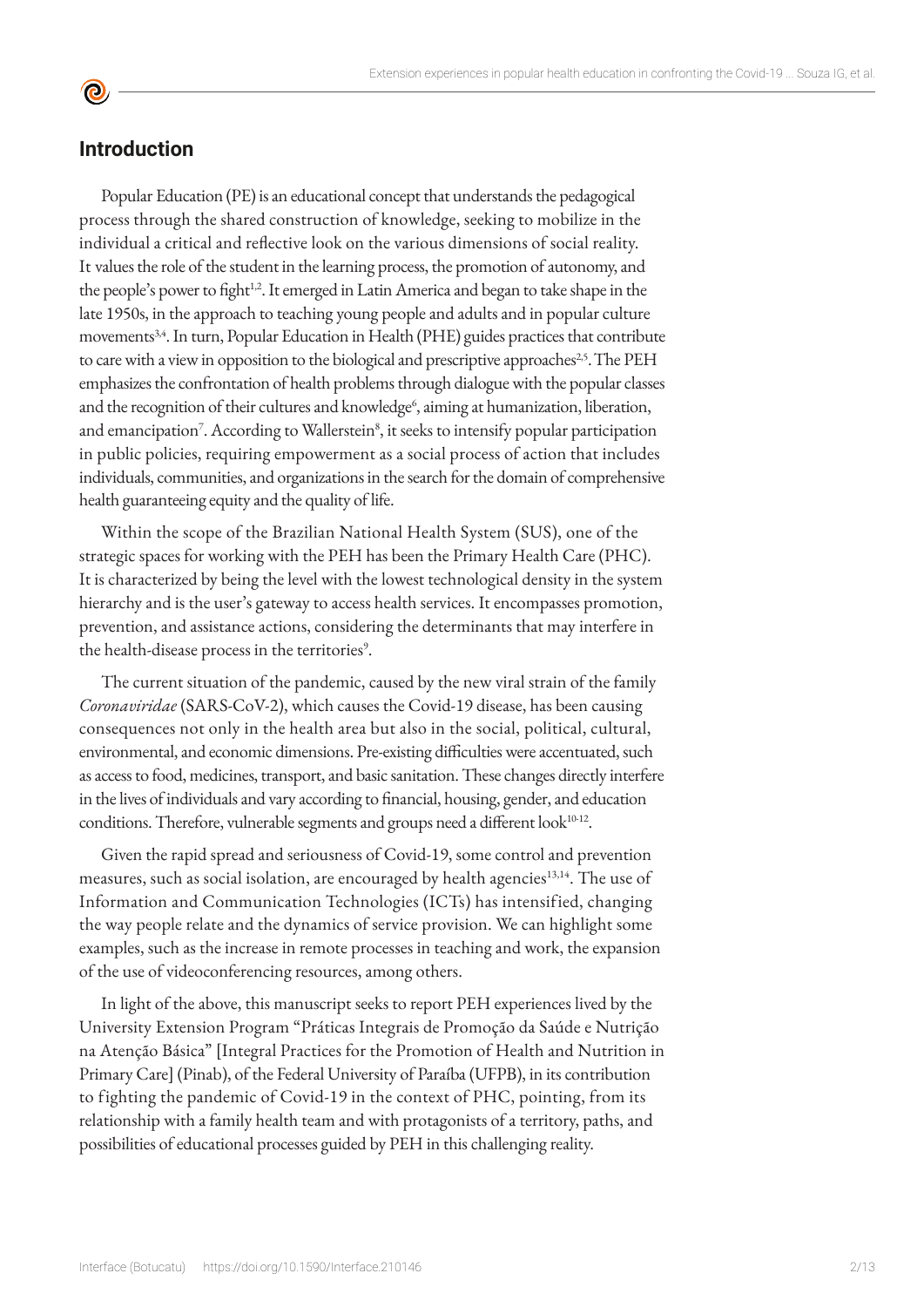## Introduction

Popular Education (PE) is an educational concept that understands the pedagogical process through the shared construction of knowledge, seeking to mobilize in the individual a critical and reflective look on the various dimensions of social reality. It values the role of the student in the learning process, the promotion of autonomy, and the people's power to fight[1,2]. It emerged in Latin America and began to take shape in the late 1950s, in the approach to teaching young people and adults and in popular culture movements[3,4]. In turn, Popular Education in Health (PHE) guides practices that contribute to care with a view in opposition to the biological and prescriptive approaches[2,5]. The PEH emphasizes the confrontation of health problems through dialogue with the popular classes and the recognition of their cultures and knowledge[6], aiming at humanization, liberation, and emancipation[7]. According to Wallerstein[8], it seeks to intensify popular participation in public policies, requiring empowerment as a social process of action that includes individuals, communities, and organizations in the search for the domain of comprehensive health guaranteeing equity and the quality of life.

Within the scope of the Brazilian National Health System (SUS), one of the strategic spaces for working with the PEH has been the Primary Health Care (PHC). It is characterized by being the level with the lowest technological density in the system hierarchy and is the user's gateway to access health services. It encompasses promotion, prevention, and assistance actions, considering the determinants that may interfere in the health-disease process in the territories[9].

The current situation of the pandemic, caused by the new viral strain of the family *Coronaviridae* (SARS-CoV-2), which causes the Covid-19 disease, has been causing consequences not only in the health area but also in the social, political, cultural, environmental, and economic dimensions. Pre-existing difficulties were accentuated, such as access to food, medicines, transport, and basic sanitation. These changes directly interfere in the lives of individuals and vary according to financial, housing, gender, and education conditions. Therefore, vulnerable segments and groups need a different look[10-12].

Given the rapid spread and seriousness of Covid-19, some control and prevention measures, such as social isolation, are encouraged by health agencies[13,14]. The use of Information and Communication Technologies (ICTs) has intensified, changing the way people relate and the dynamics of service provision. We can highlight some examples, such as the increase in remote processes in teaching and work, the expansion of the use of videoconferencing resources, among others.

In light of the above, this manuscript seeks to report PEH experiences lived by the University Extension Program "Práticas Integrais de Promoção da Saúde e Nutrição na Atenção Básica" [Integral Practices for the Promotion of Health and Nutrition in Primary Care] (Pinab), of the Federal University of Paraíba (UFPB), in its contribution to fighting the pandemic of Covid-19 in the context of PHC, pointing, from its relationship with a family health team and with protagonists of a territory, paths, and possibilities of educational processes guided by PEH in this challenging reality.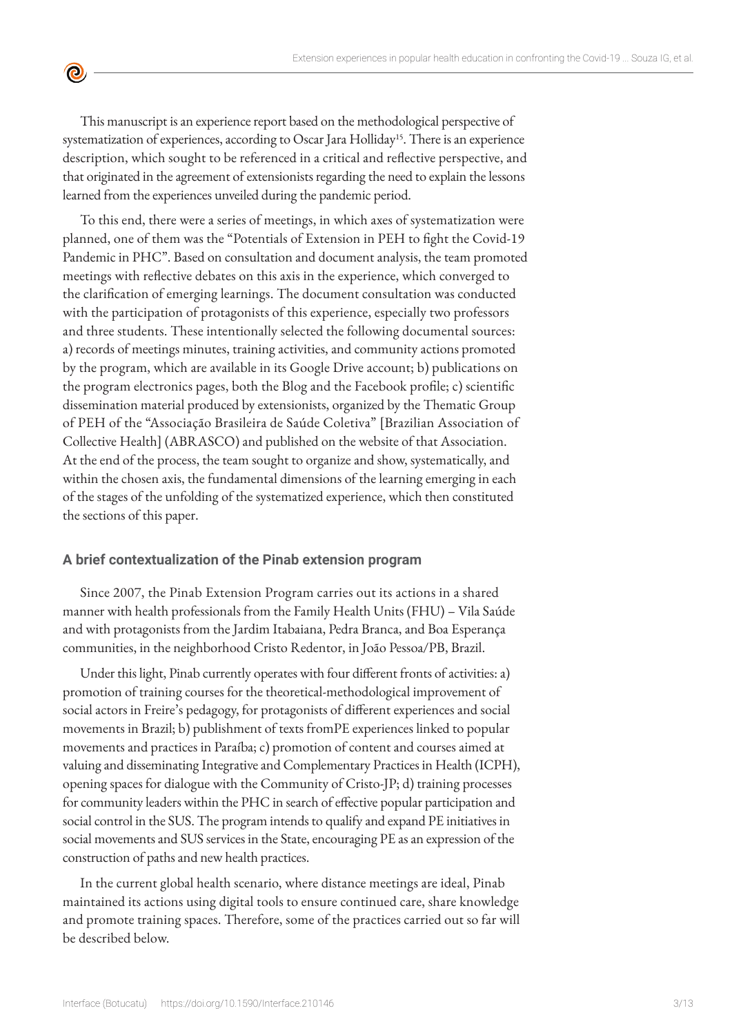This manuscript is an experience report based on the methodological perspective of systematization of experiences, according to Oscar Jara Holliday[15]. There is an experience description, which sought to be referenced in a critical and reflective perspective, and that originated in the agreement of extensionists regarding the need to explain the lessons learned from the experiences unveiled during the pandemic period.

To this end, there were a series of meetings, in which axes of systematization were planned, one of them was the "Potentials of Extension in PEH to fight the Covid-19 Pandemic in PHC". Based on consultation and document analysis, the team promoted meetings with reflective debates on this axis in the experience, which converged to the clarification of emerging learnings. The document consultation was conducted with the participation of protagonists of this experience, especially two professors and three students. These intentionally selected the following documental sources: a) records of meetings minutes, training activities, and community actions promoted by the program, which are available in its Google Drive account; b) publications on the program electronics pages, both the Blog and the Facebook profile; c) scientific dissemination material produced by extensionists, organized by the Thematic Group of PEH of the "Associação Brasileira de Saúde Coletiva" [Brazilian Association of Collective Health] (ABRASCO) and published on the website of that Association. At the end of the process, the team sought to organize and show, systematically, and within the chosen axis, the fundamental dimensions of the learning emerging in each of the stages of the unfolding of the systematized experience, which then constituted the sections of this paper.

## A brief contextualization of the Pinab extension program

Since 2007, the Pinab Extension Program carries out its actions in a shared manner with health professionals from the Family Health Units (FHU) – Vila Saúde and with protagonists from the Jardim Itabaiana, Pedra Branca, and Boa Esperança communities, in the neighborhood Cristo Redentor, in João Pessoa/PB, Brazil.

Under this light, Pinab currently operates with four different fronts of activities: a) promotion of training courses for the theoretical-methodological improvement of social actors in Freire's pedagogy, for protagonists of different experiences and social movements in Brazil; b) publishment of texts fromPE experiences linked to popular movements and practices in Paraíba; c) promotion of content and courses aimed at valuing and disseminating Integrative and Complementary Practices in Health (ICPH), opening spaces for dialogue with the Community of Cristo-JP; d) training processes for community leaders within the PHC in search of effective popular participation and social control in the SUS. The program intends to qualify and expand PE initiatives in social movements and SUS services in the State, encouraging PE as an expression of the construction of paths and new health practices.

In the current global health scenario, where distance meetings are ideal, Pinab maintained its actions using digital tools to ensure continued care, share knowledge and promote training spaces. Therefore, some of the practices carried out so far will be described below.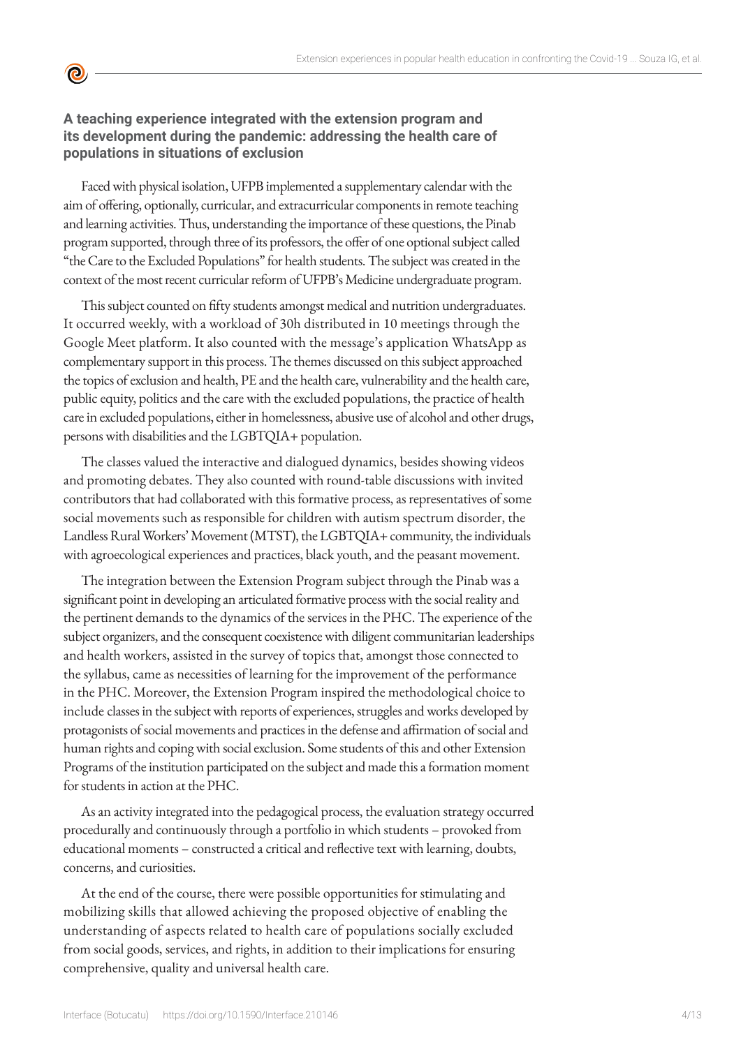### A teaching experience integrated with the extension program and its development during the pandemic: addressing the health care of populations in situations of exclusion

Faced with physical isolation, UFPB implemented a supplementary calendar with the aim of offering, optionally, curricular, and extracurricular components in remote teaching and learning activities. Thus, understanding the importance of these questions, the Pinab program supported, through three of its professors, the offer of one optional subject called "the Care to the Excluded Populations" for health students. The subject was created in the context of the most recent curricular reform of UFPB's Medicine undergraduate program.

This subject counted on fifty students amongst medical and nutrition undergraduates. It occurred weekly, with a workload of 30h distributed in 10 meetings through the Google Meet platform. It also counted with the message's application WhatsApp as complementary support in this process. The themes discussed on this subject approached the topics of exclusion and health, PE and the health care, vulnerability and the health care, public equity, politics and the care with the excluded populations, the practice of health care in excluded populations, either in homelessness, abusive use of alcohol and other drugs, persons with disabilities and the LGBTQIA+ population.

The classes valued the interactive and dialogued dynamics, besides showing videos and promoting debates. They also counted with round-table discussions with invited contributors that had collaborated with this formative process, as representatives of some social movements such as responsible for children with autism spectrum disorder, the Landless Rural Workers' Movement (MTST), the LGBTQIA+ community, the individuals with agroecological experiences and practices, black youth, and the peasant movement.

The integration between the Extension Program subject through the Pinab was a significant point in developing an articulated formative process with the social reality and the pertinent demands to the dynamics of the services in the PHC. The experience of the subject organizers, and the consequent coexistence with diligent communitarian leaderships and health workers, assisted in the survey of topics that, amongst those connected to the syllabus, came as necessities of learning for the improvement of the performance in the PHC. Moreover, the Extension Program inspired the methodological choice to include classes in the subject with reports of experiences, struggles and works developed by protagonists of social movements and practices in the defense and affirmation of social and human rights and coping with social exclusion. Some students of this and other Extension Programs of the institution participated on the subject and made this a formation moment for students in action at the PHC.

As an activity integrated into the pedagogical process, the evaluation strategy occurred procedurally and continuously through a portfolio in which students – provoked from educational moments – constructed a critical and reflective text with learning, doubts, concerns, and curiosities.

At the end of the course, there were possible opportunities for stimulating and mobilizing skills that allowed achieving the proposed objective of enabling the understanding of aspects related to health care of populations socially excluded from social goods, services, and rights, in addition to their implications for ensuring comprehensive, quality and universal health care.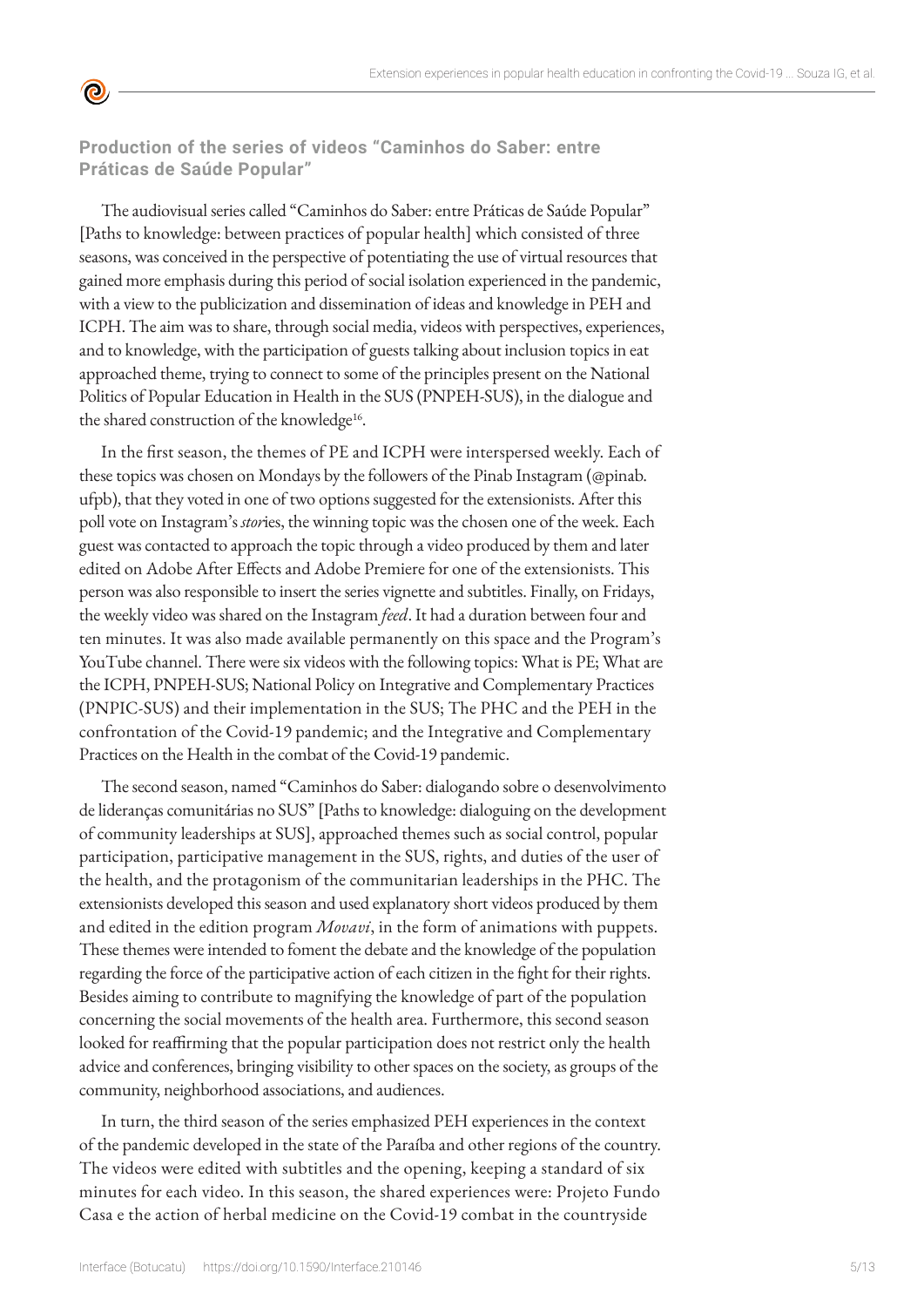### Production of the series of videos "Caminhos do Saber: entre Práticas de Saúde Popular"

The audiovisual series called "Caminhos do Saber: entre Práticas de Saúde Popular" [Paths to knowledge: between practices of popular health] which consisted of three seasons, was conceived in the perspective of potentiating the use of virtual resources that gained more emphasis during this period of social isolation experienced in the pandemic, with a view to the publicization and dissemination of ideas and knowledge in PEH and ICPH. The aim was to share, through social media, videos with perspectives, experiences, and to knowledge, with the participation of guests talking about inclusion topics in eat approached theme, trying to connect to some of the principles present on the National Politics of Popular Education in Health in the SUS (PNPEH-SUS), in the dialogue and the shared construction of the knowledge[16].

In the first season, the themes of PE and ICPH were interspersed weekly. Each of these topics was chosen on Mondays by the followers of the Pinab Instagram (@pinab.ufpb), that they voted in one of two options suggested for the extensionists. After this poll vote on Instagram's *stor*ies, the winning topic was the chosen one of the week. Each guest was contacted to approach the topic through a video produced by them and later edited on Adobe After Effects and Adobe Premiere for one of the extensionists. This person was also responsible to insert the series vignette and subtitles. Finally, on Fridays, the weekly video was shared on the Instagram *feed*. It had a duration between four and ten minutes. It was also made available permanently on this space and the Program's YouTube channel. There were six videos with the following topics: What is PE; What are the ICPH, PNPEH-SUS; National Policy on Integrative and Complementary Practices (PNPIC-SUS) and their implementation in the SUS; The PHC and the PEH in the confrontation of the Covid-19 pandemic; and the Integrative and Complementary Practices on the Health in the combat of the Covid-19 pandemic.

The second season, named "Caminhos do Saber: dialogando sobre o desenvolvimento de lideranças comunitárias no SUS" [Paths to knowledge: dialoguing on the development of community leaderships at SUS], approached themes such as social control, popular participation, participative management in the SUS, rights, and duties of the user of the health, and the protagonism of the communitarian leaderships in the PHC. The extensionists developed this season and used explanatory short videos produced by them and edited in the edition program *Movavi*, in the form of animations with puppets. These themes were intended to foment the debate and the knowledge of the population regarding the force of the participative action of each citizen in the fight for their rights. Besides aiming to contribute to magnifying the knowledge of part of the population concerning the social movements of the health area. Furthermore, this second season looked for reaffirming that the popular participation does not restrict only the health advice and conferences, bringing visibility to other spaces on the society, as groups of the community, neighborhood associations, and audiences.

In turn, the third season of the series emphasized PEH experiences in the context of the pandemic developed in the state of the Paraíba and other regions of the country. The videos were edited with subtitles and the opening, keeping a standard of six minutes for each video. In this season, the shared experiences were: Projeto Fundo Casa e the action of herbal medicine on the Covid-19 combat in the countryside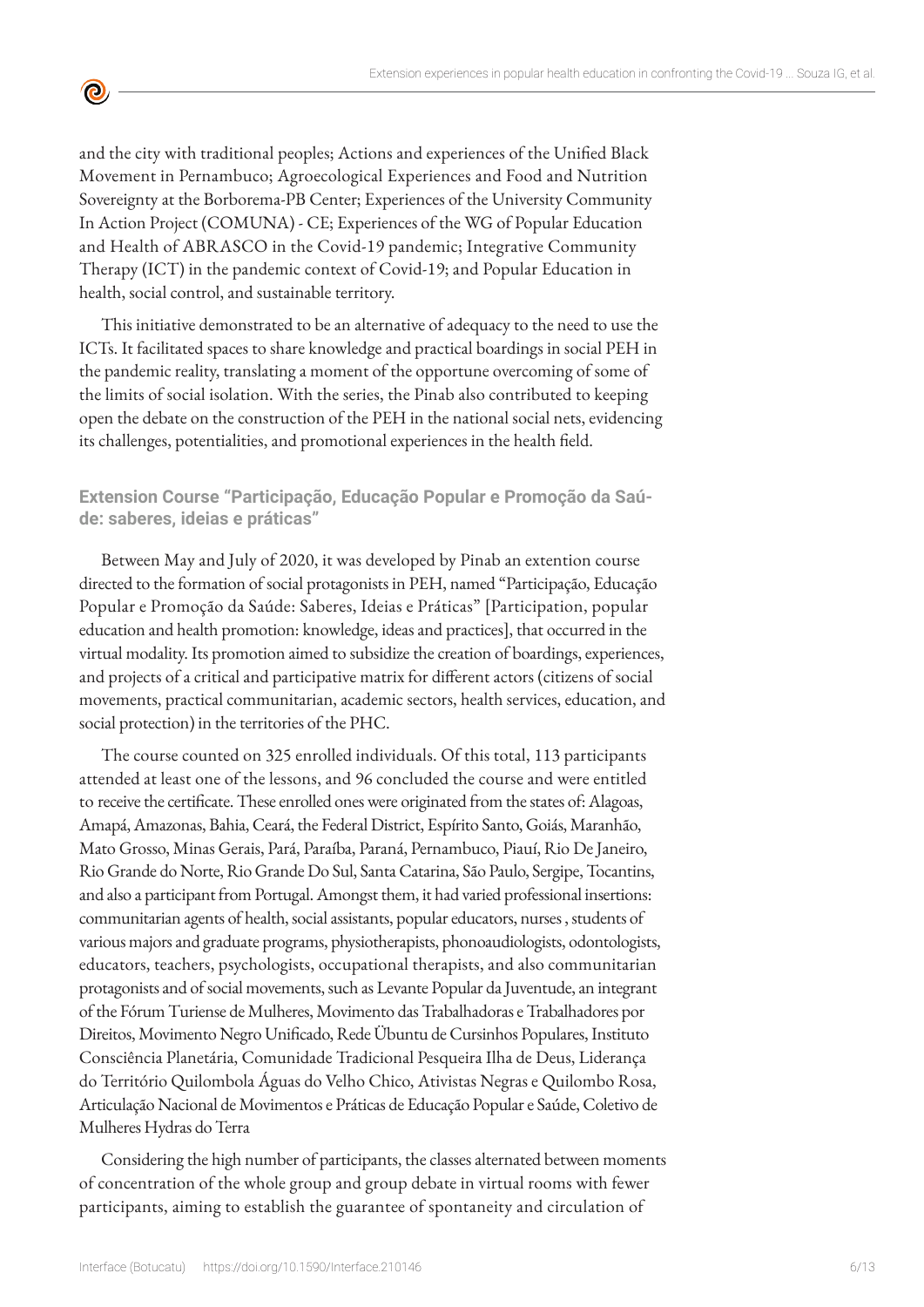and the city with traditional peoples; Actions and experiences of the Unified Black Movement in Pernambuco; Agroecological Experiences and Food and Nutrition Sovereignty at the Borborema-PB Center; Experiences of the University Community In Action Project (COMUNA) - CE; Experiences of the WG of Popular Education and Health of ABRASCO in the Covid-19 pandemic; Integrative Community Therapy (ICT) in the pandemic context of Covid-19; and Popular Education in health, social control, and sustainable territory.

This initiative demonstrated to be an alternative of adequacy to the need to use the ICTs. It facilitated spaces to share knowledge and practical boardings in social PEH in the pandemic reality, translating a moment of the opportune overcoming of some of the limits of social isolation. With the series, the Pinab also contributed to keeping open the debate on the construction of the PEH in the national social nets, evidencing its challenges, potentialities, and promotional experiences in the health field.

### Extension Course "Participação, Educação Popular e Promoção da Saúde: saberes, ideias e práticas"

Between May and July of 2020, it was developed by Pinab an extention course directed to the formation of social protagonists in PEH, named "Participação, Educação Popular e Promoção da Saúde: Saberes, Ideias e Práticas" [Participation, popular education and health promotion: knowledge, ideas and practices], that occurred in the virtual modality. Its promotion aimed to subsidize the creation of boardings, experiences, and projects of a critical and participative matrix for different actors (citizens of social movements, practical communitarian, academic sectors, health services, education, and social protection) in the territories of the PHC.

The course counted on 325 enrolled individuals. Of this total, 113 participants attended at least one of the lessons, and 96 concluded the course and were entitled to receive the certificate. These enrolled ones were originated from the states of: Alagoas, Amapá, Amazonas, Bahia, Ceará, the Federal District, Espírito Santo, Goiás, Maranhão, Mato Grosso, Minas Gerais, Pará, Paraíba, Paraná, Pernambuco, Piauí, Rio De Janeiro, Rio Grande do Norte, Rio Grande Do Sul, Santa Catarina, São Paulo, Sergipe, Tocantins, and also a participant from Portugal. Amongst them, it had varied professional insertions: communitarian agents of health, social assistants, popular educators, nurses , students of various majors and graduate programs, physiotherapists, phonoaudiologists, odontologists, educators, teachers, psychologists, occupational therapists, and also communitarian protagonists and of social movements, such as Levante Popular da Juventude, an integrant of the Fórum Turiense de Mulheres, Movimento das Trabalhadoras e Trabalhadores por Direitos, Movimento Negro Unificado, Rede Übuntu de Cursinhos Populares, Instituto Consciência Planetária, Comunidade Tradicional Pesqueira Ilha de Deus, Liderança do Território Quilombola Águas do Velho Chico, Ativistas Negras e Quilombo Rosa, Articulação Nacional de Movimentos e Práticas de Educação Popular e Saúde, Coletivo de Mulheres Hydras do Terra

Considering the high number of participants, the classes alternated between moments of concentration of the whole group and group debate in virtual rooms with fewer participants, aiming to establish the guarantee of spontaneity and circulation of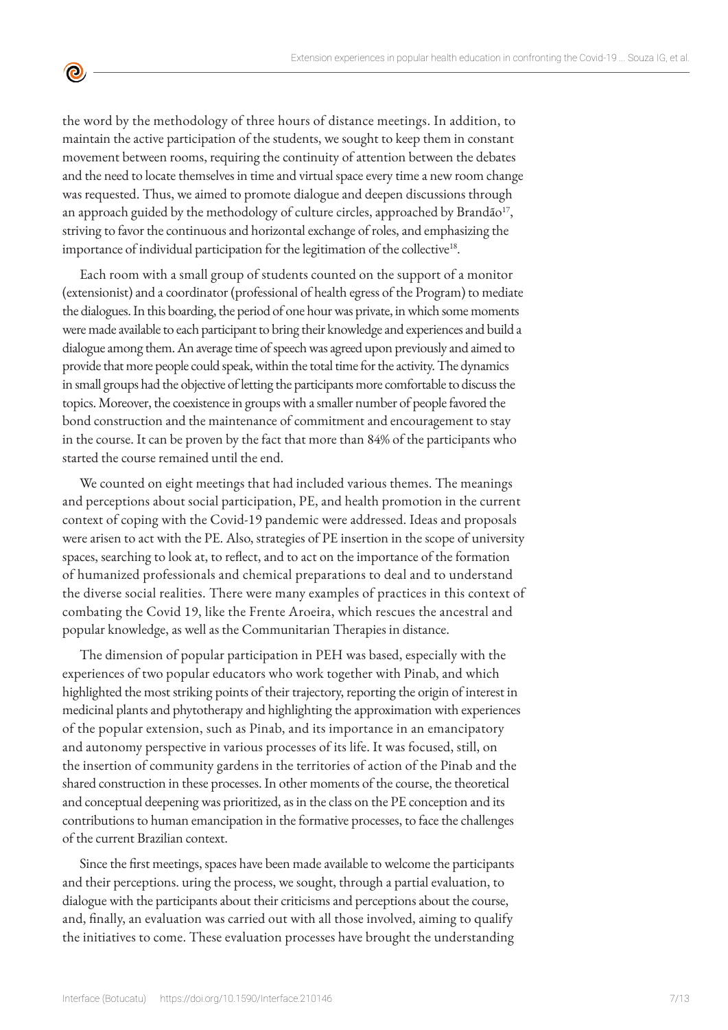the word by the methodology of three hours of distance meetings. In addition, to maintain the active participation of the students, we sought to keep them in constant movement between rooms, requiring the continuity of attention between the debates and the need to locate themselves in time and virtual space every time a new room change was requested. Thus, we aimed to promote dialogue and deepen discussions through an approach guided by the methodology of culture circles, approached by Brandão[17], striving to favor the continuous and horizontal exchange of roles, and emphasizing the importance of individual participation for the legitimation of the collective[18].

Each room with a small group of students counted on the support of a monitor (extensionist) and a coordinator (professional of health egress of the Program) to mediate the dialogues. In this boarding, the period of one hour was private, in which some moments were made available to each participant to bring their knowledge and experiences and build a dialogue among them. An average time of speech was agreed upon previously and aimed to provide that more people could speak, within the total time for the activity. The dynamics in small groups had the objective of letting the participants more comfortable to discuss the topics. Moreover, the coexistence in groups with a smaller number of people favored the bond construction and the maintenance of commitment and encouragement to stay in the course. It can be proven by the fact that more than 84% of the participants who started the course remained until the end.

We counted on eight meetings that had included various themes. The meanings and perceptions about social participation, PE, and health promotion in the current context of coping with the Covid-19 pandemic were addressed. Ideas and proposals were arisen to act with the PE. Also, strategies of PE insertion in the scope of university spaces, searching to look at, to reflect, and to act on the importance of the formation of humanized professionals and chemical preparations to deal and to understand the diverse social realities. There were many examples of practices in this context of combating the Covid 19, like the Frente Aroeira, which rescues the ancestral and popular knowledge, as well as the Communitarian Therapies in distance.

The dimension of popular participation in PEH was based, especially with the experiences of two popular educators who work together with Pinab, and which highlighted the most striking points of their trajectory, reporting the origin of interest in medicinal plants and phytotherapy and highlighting the approximation with experiences of the popular extension, such as Pinab, and its importance in an emancipatory and autonomy perspective in various processes of its life. It was focused, still, on the insertion of community gardens in the territories of action of the Pinab and the shared construction in these processes. In other moments of the course, the theoretical and conceptual deepening was prioritized, as in the class on the PE conception and its contributions to human emancipation in the formative processes, to face the challenges of the current Brazilian context.

Since the first meetings, spaces have been made available to welcome the participants and their perceptions. uring the process, we sought, through a partial evaluation, to dialogue with the participants about their criticisms and perceptions about the course, and, finally, an evaluation was carried out with all those involved, aiming to qualify the initiatives to come. These evaluation processes have brought the understanding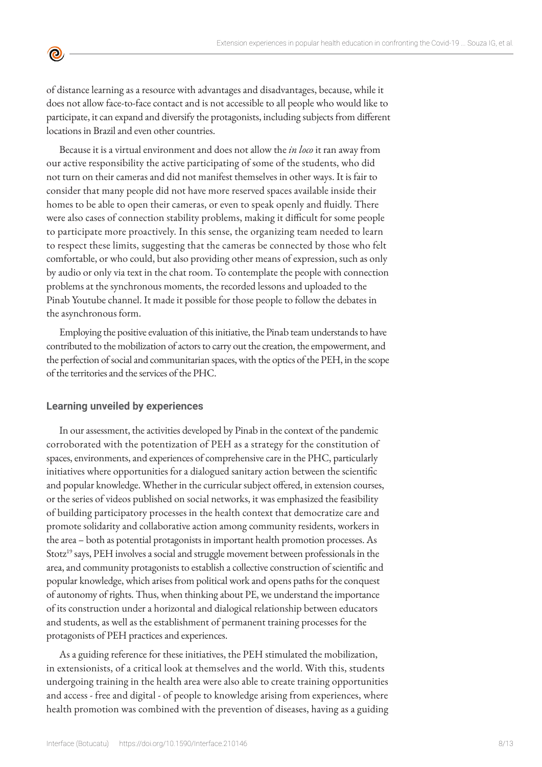of distance learning as a resource with advantages and disadvantages, because, while it does not allow face-to-face contact and is not accessible to all people who would like to participate, it can expand and diversify the protagonists, including subjects from different locations in Brazil and even other countries.

Because it is a virtual environment and does not allow the *in loco* it ran away from our active responsibility the active participating of some of the students, who did not turn on their cameras and did not manifest themselves in other ways. It is fair to consider that many people did not have more reserved spaces available inside their homes to be able to open their cameras, or even to speak openly and fluidly. There were also cases of connection stability problems, making it difficult for some people to participate more proactively. In this sense, the organizing team needed to learn to respect these limits, suggesting that the cameras be connected by those who felt comfortable, or who could, but also providing other means of expression, such as only by audio or only via text in the chat room. To contemplate the people with connection problems at the synchronous moments, the recorded lessons and uploaded to the Pinab Youtube channel. It made it possible for those people to follow the debates in the asynchronous form.

Employing the positive evaluation of this initiative, the Pinab team understands to have contributed to the mobilization of actors to carry out the creation, the empowerment, and the perfection of social and communitarian spaces, with the optics of the PEH, in the scope of the territories and the services of the PHC.

## Learning unveiled by experiences

In our assessment, the activities developed by Pinab in the context of the pandemic corroborated with the potentization of PEH as a strategy for the constitution of spaces, environments, and experiences of comprehensive care in the PHC, particularly initiatives where opportunities for a dialogued sanitary action between the scientific and popular knowledge. Whether in the curricular subject offered, in extension courses, or the series of videos published on social networks, it was emphasized the feasibility of building participatory processes in the health context that democratize care and promote solidarity and collaborative action among community residents, workers in the area – both as potential protagonists in important health promotion processes. As Stotz[19] says, PEH involves a social and struggle movement between professionals in the area, and community protagonists to establish a collective construction of scientific and popular knowledge, which arises from political work and opens paths for the conquest of autonomy of rights. Thus, when thinking about PE, we understand the importance of its construction under a horizontal and dialogical relationship between educators and students, as well as the establishment of permanent training processes for the protagonists of PEH practices and experiences.

As a guiding reference for these initiatives, the PEH stimulated the mobilization, in extensionists, of a critical look at themselves and the world. With this, students undergoing training in the health area were also able to create training opportunities and access - free and digital - of people to knowledge arising from experiences, where health promotion was combined with the prevention of diseases, having as a guiding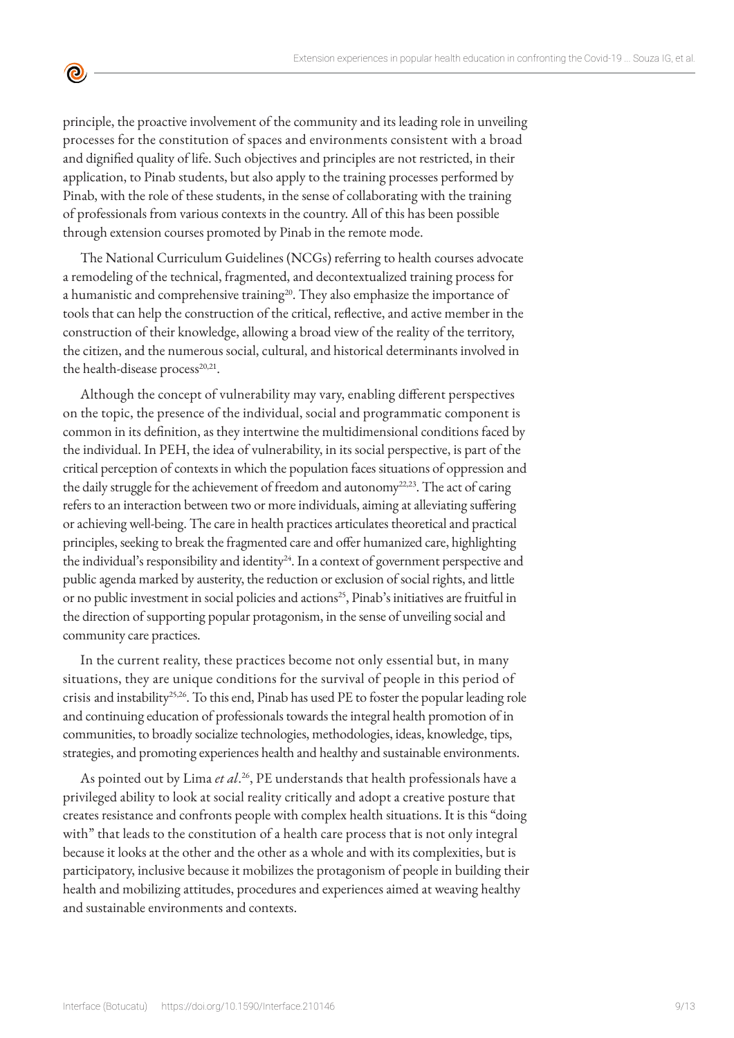principle, the proactive involvement of the community and its leading role in unveiling processes for the constitution of spaces and environments consistent with a broad and dignified quality of life. Such objectives and principles are not restricted, in their application, to Pinab students, but also apply to the training processes performed by Pinab, with the role of these students, in the sense of collaborating with the training of professionals from various contexts in the country. All of this has been possible through extension courses promoted by Pinab in the remote mode.

The National Curriculum Guidelines (NCGs) referring to health courses advocate a remodeling of the technical, fragmented, and decontextualized training process for a humanistic and comprehensive training[20]. They also emphasize the importance of tools that can help the construction of the critical, reflective, and active member in the construction of their knowledge, allowing a broad view of the reality of the territory, the citizen, and the numerous social, cultural, and historical determinants involved in the health-disease process[20,21].

Although the concept of vulnerability may vary, enabling different perspectives on the topic, the presence of the individual, social and programmatic component is common in its definition, as they intertwine the multidimensional conditions faced by the individual. In PEH, the idea of vulnerability, in its social perspective, is part of the critical perception of contexts in which the population faces situations of oppression and the daily struggle for the achievement of freedom and autonomy[22,23]. The act of caring refers to an interaction between two or more individuals, aiming at alleviating suffering or achieving well-being. The care in health practices articulates theoretical and practical principles, seeking to break the fragmented care and offer humanized care, highlighting the individual's responsibility and identity[24]. In a context of government perspective and public agenda marked by austerity, the reduction or exclusion of social rights, and little or no public investment in social policies and actions[25], Pinab's initiatives are fruitful in the direction of supporting popular protagonism, in the sense of unveiling social and community care practices.

In the current reality, these practices become not only essential but, in many situations, they are unique conditions for the survival of people in this period of crisis and instability[25,26]. To this end, Pinab has used PE to foster the popular leading role and continuing education of professionals towards the integral health promotion of in communities, to broadly socialize technologies, methodologies, ideas, knowledge, tips, strategies, and promoting experiences health and healthy and sustainable environments.

As pointed out by Lima *et al*.[26], PE understands that health professionals have a privileged ability to look at social reality critically and adopt a creative posture that creates resistance and confronts people with complex health situations. It is this "doing with" that leads to the constitution of a health care process that is not only integral because it looks at the other and the other as a whole and with its complexities, but is participatory, inclusive because it mobilizes the protagonism of people in building their health and mobilizing attitudes, procedures and experiences aimed at weaving healthy and sustainable environments and contexts.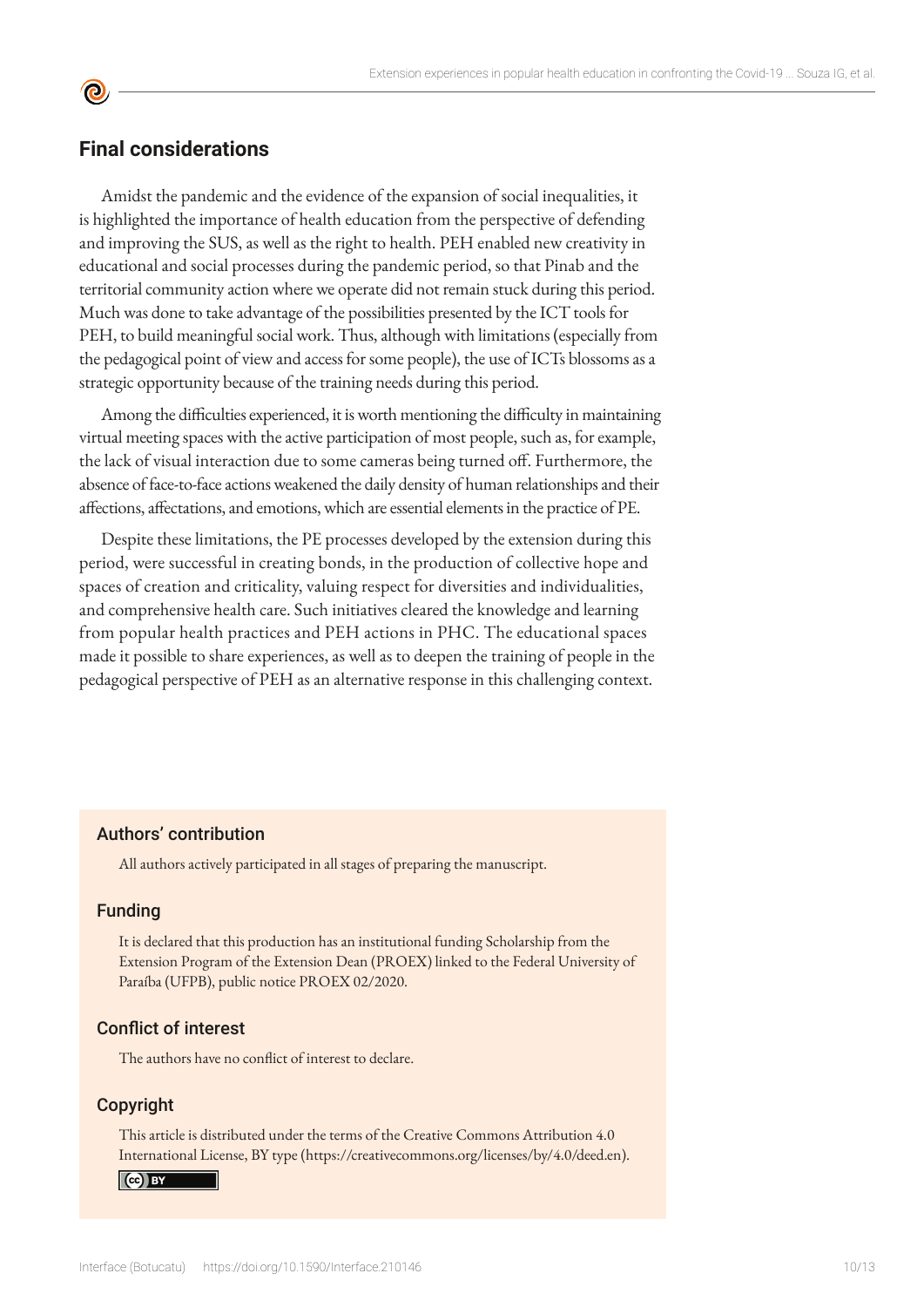## Final considerations

Amidst the pandemic and the evidence of the expansion of social inequalities, it is highlighted the importance of health education from the perspective of defending and improving the SUS, as well as the right to health. PEH enabled new creativity in educational and social processes during the pandemic period, so that Pinab and the territorial community action where we operate did not remain stuck during this period. Much was done to take advantage of the possibilities presented by the ICT tools for PEH, to build meaningful social work. Thus, although with limitations (especially from the pedagogical point of view and access for some people), the use of ICTs blossoms as a strategic opportunity because of the training needs during this period.

Among the difficulties experienced, it is worth mentioning the difficulty in maintaining virtual meeting spaces with the active participation of most people, such as, for example, the lack of visual interaction due to some cameras being turned off. Furthermore, the absence of face-to-face actions weakened the daily density of human relationships and their affections, affectations, and emotions, which are essential elements in the practice of PE.

Despite these limitations, the PE processes developed by the extension during this period, were successful in creating bonds, in the production of collective hope and spaces of creation and criticality, valuing respect for diversities and individualities, and comprehensive health care. Such initiatives cleared the knowledge and learning from popular health practices and PEH actions in PHC. The educational spaces made it possible to share experiences, as well as to deepen the training of people in the pedagogical perspective of PEH as an alternative response in this challenging context.

### Authors' contribution

All authors actively participated in all stages of preparing the manuscript.

### Funding

It is declared that this production has an institutional funding Scholarship from the Extension Program of the Extension Dean (PROEX) linked to the Federal University of Paraíba (UFPB), public notice PROEX 02/2020.

### Conflict of interest

The authors have no conflict of interest to declare.

### Copyright

This article is distributed under the terms of the Creative Commons Attribution 4.0 International License, BY type (https://creativecommons.org/licenses/by/4.0/deed.en).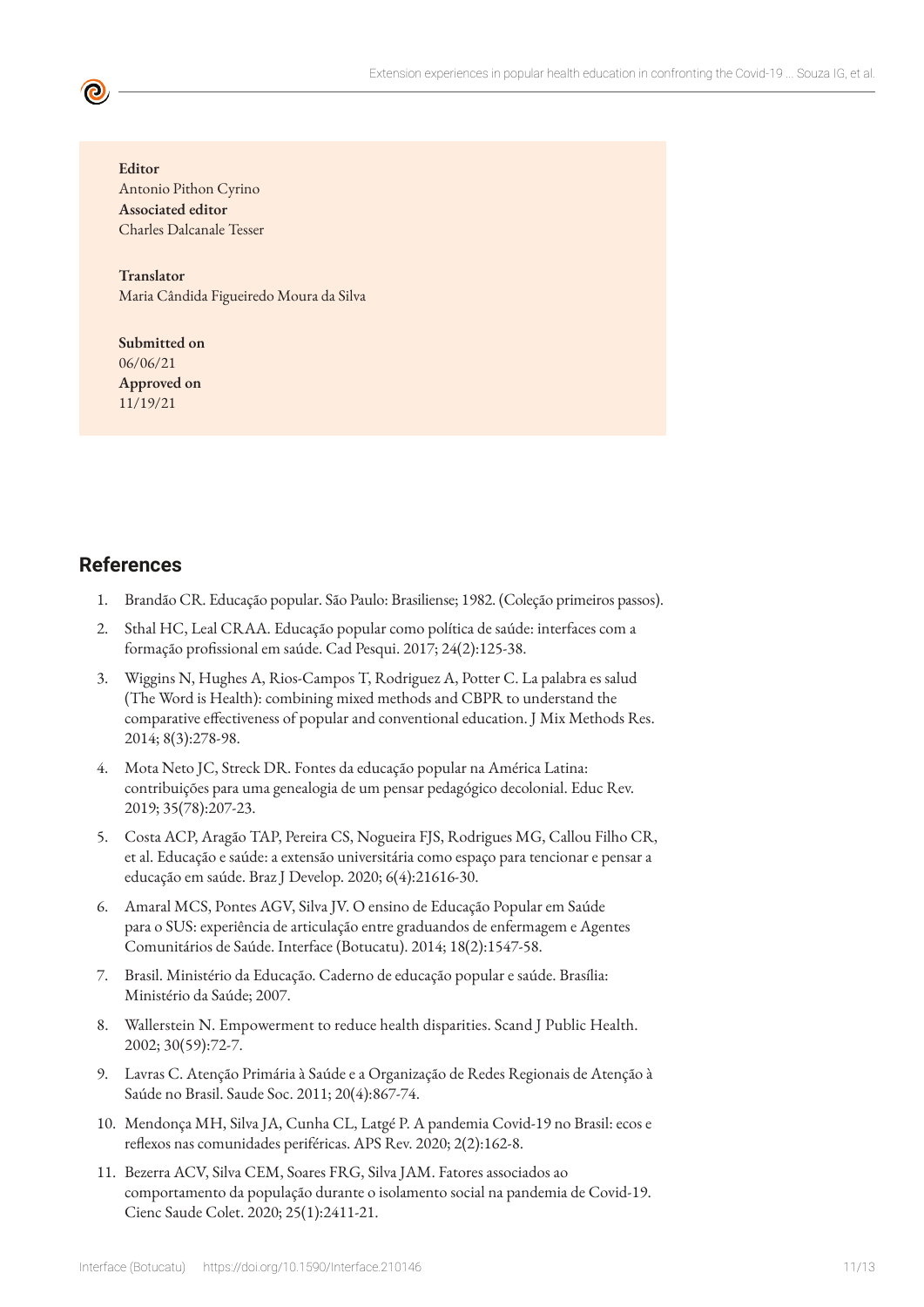**Editor**
Antonio Pithon Cyrino
**Associated editor**
Charles Dalcanale Tesser

**Translator**
Maria Cândida Figueiredo Moura da Silva

**Submitted on**
06/06/21
**Approved on**
11/19/21

## References

1. Brandão CR. Educação popular. São Paulo: Brasiliense; 1982. (Coleção primeiros passos).
2. Sthal HC, Leal CRAA. Educação popular como política de saúde: interfaces com a formação profissional em saúde. Cad Pesqui. 2017; 24(2):125-38.
3. Wiggins N, Hughes A, Rios-Campos T, Rodriguez A, Potter C. La palabra es salud (The Word is Health): combining mixed methods and CBPR to understand the comparative effectiveness of popular and conventional education. J Mix Methods Res. 2014; 8(3):278-98.
4. Mota Neto JC, Streck DR. Fontes da educação popular na América Latina: contribuições para uma genealogia de um pensar pedagógico decolonial. Educ Rev. 2019; 35(78):207-23.
5. Costa ACP, Aragão TAP, Pereira CS, Nogueira FJS, Rodrigues MG, Callou Filho CR, et al. Educação e saúde: a extensão universitária como espaço para tencionar e pensar a educação em saúde. Braz J Develop. 2020; 6(4):21616-30.
6. Amaral MCS, Pontes AGV, Silva JV. O ensino de Educação Popular em Saúde para o SUS: experiência de articulação entre graduandos de enfermagem e Agentes Comunitários de Saúde. Interface (Botucatu). 2014; 18(2):1547-58.
7. Brasil. Ministério da Educação. Caderno de educação popular e saúde. Brasília: Ministério da Saúde; 2007.
8. Wallerstein N. Empowerment to reduce health disparities. Scand J Public Health. 2002; 30(59):72-7.
9. Lavras C. Atenção Primária à Saúde e a Organização de Redes Regionais de Atenção à Saúde no Brasil. Saude Soc. 2011; 20(4):867-74.
10. Mendonça MH, Silva JA, Cunha CL, Latgé P. A pandemia Covid-19 no Brasil: ecos e reflexos nas comunidades periféricas. APS Rev. 2020; 2(2):162-8.
11. Bezerra ACV, Silva CEM, Soares FRG, Silva JAM. Fatores associados ao comportamento da população durante o isolamento social na pandemia de Covid-19. Cienc Saude Colet. 2020; 25(1):2411-21.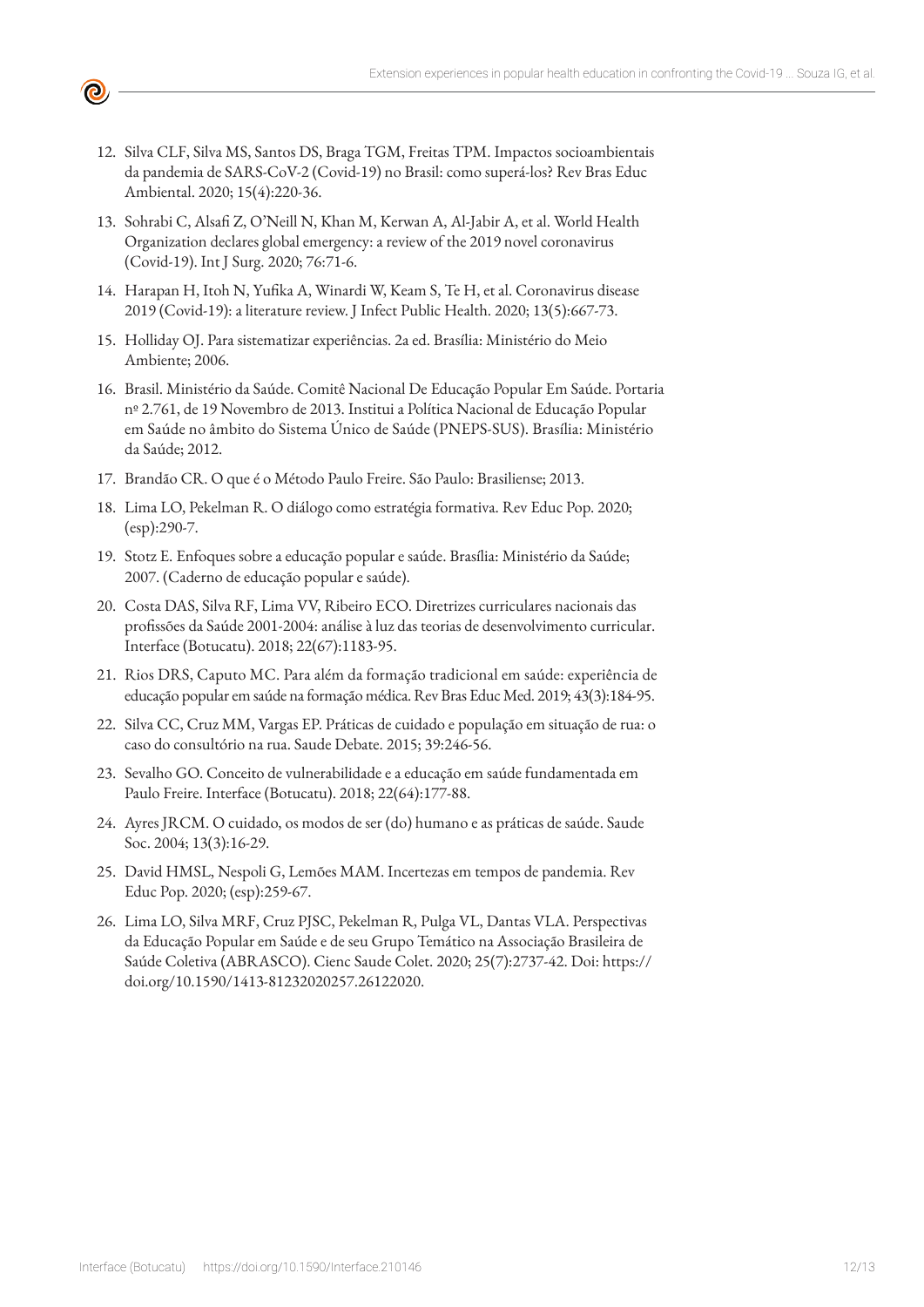12. Silva CLF, Silva MS, Santos DS, Braga TGM, Freitas TPM. Impactos socioambientais da pandemia de SARS-CoV-2 (Covid-19) no Brasil: como superá-los? Rev Bras Educ Ambiental. 2020; 15(4):220-36.

13. Sohrabi C, Alsafi Z, O'Neill N, Khan M, Kerwan A, Al-Jabir A, et al. World Health Organization declares global emergency: a review of the 2019 novel coronavirus (Covid-19). Int J Surg. 2020; 76:71-6.

14. Harapan H, Itoh N, Yufika A, Winardi W, Keam S, Te H, et al. Coronavirus disease 2019 (Covid-19): a literature review. J Infect Public Health. 2020; 13(5):667-73.

15. Holliday OJ. Para sistematizar experiências. 2a ed. Brasília: Ministério do Meio Ambiente; 2006.

16. Brasil. Ministério da Saúde. Comitê Nacional De Educação Popular Em Saúde. Portaria nº 2.761, de 19 Novembro de 2013. Institui a Política Nacional de Educação Popular em Saúde no âmbito do Sistema Único de Saúde (PNEPS-SUS). Brasília: Ministério da Saúde; 2012.

17. Brandão CR. O que é o Método Paulo Freire. São Paulo: Brasiliense; 2013.

18. Lima LO, Pekelman R. O diálogo como estratégia formativa. Rev Educ Pop. 2020; (esp):290-7.

19. Stotz E. Enfoques sobre a educação popular e saúde. Brasília: Ministério da Saúde; 2007. (Caderno de educação popular e saúde).

20. Costa DAS, Silva RF, Lima VV, Ribeiro ECO. Diretrizes curriculares nacionais das profissões da Saúde 2001-2004: análise à luz das teorias de desenvolvimento curricular. Interface (Botucatu). 2018; 22(67):1183-95.

21. Rios DRS, Caputo MC. Para além da formação tradicional em saúde: experiência de educação popular em saúde na formação médica. Rev Bras Educ Med. 2019; 43(3):184-95.

22. Silva CC, Cruz MM, Vargas EP. Práticas de cuidado e população em situação de rua: o caso do consultório na rua. Saude Debate. 2015; 39:246-56.

23. Sevalho GO. Conceito de vulnerabilidade e a educação em saúde fundamentada em Paulo Freire. Interface (Botucatu). 2018; 22(64):177-88.

24. Ayres JRCM. O cuidado, os modos de ser (do) humano e as práticas de saúde. Saude Soc. 2004; 13(3):16-29.

25. David HMSL, Nespoli G, Lemões MAM. Incertezas em tempos de pandemia. Rev Educ Pop. 2020; (esp):259-67.

26. Lima LO, Silva MRF, Cruz PJSC, Pekelman R, Pulga VL, Dantas VLA. Perspectivas da Educação Popular em Saúde e de seu Grupo Temático na Associação Brasileira de Saúde Coletiva (ABRASCO). Cienc Saude Colet. 2020; 25(7):2737-42. Doi: https://doi.org/10.1590/1413-81232020257.26122020.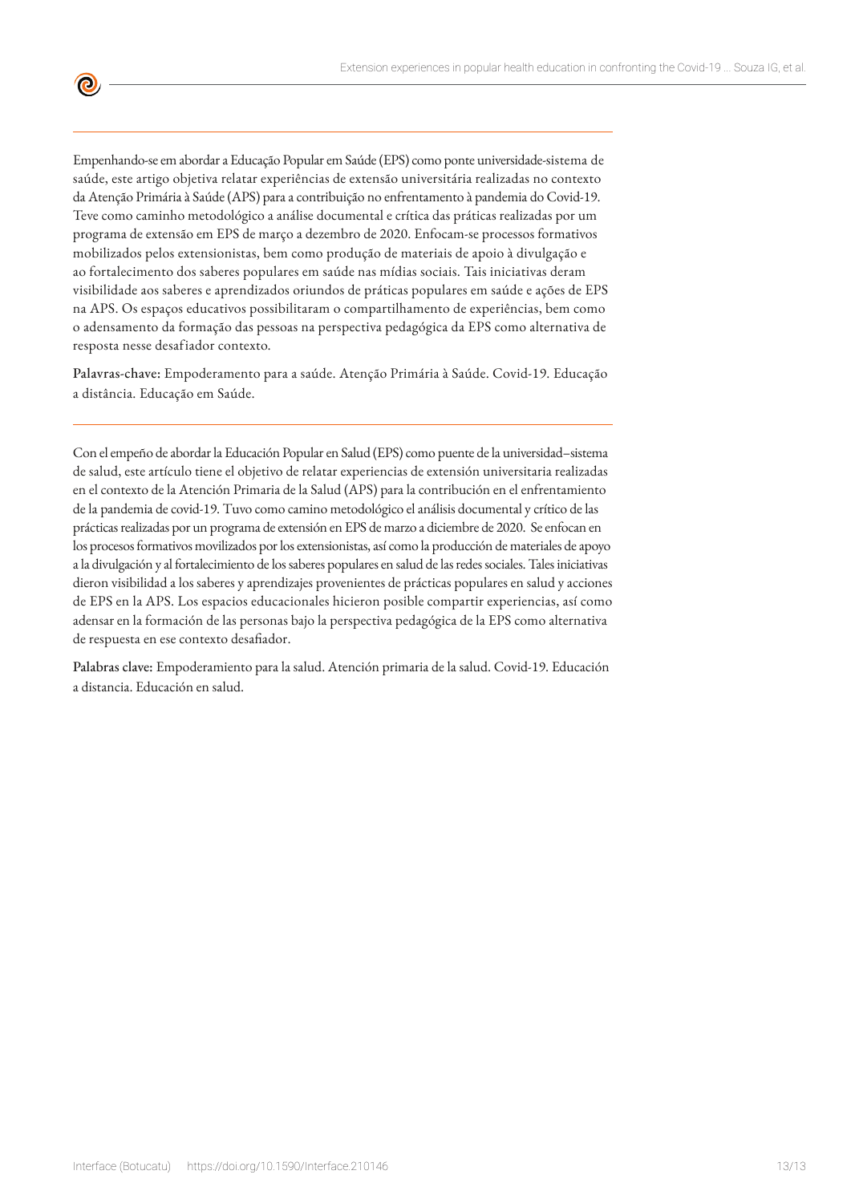Empenhando-se em abordar a Educação Popular em Saúde (EPS) como ponte universidade-sistema de saúde, este artigo objetiva relatar experiências de extensão universitária realizadas no contexto da Atenção Primária à Saúde (APS) para a contribuição no enfrentamento à pandemia do Covid-19. Teve como caminho metodológico a análise documental e crítica das práticas realizadas por um programa de extensão em EPS de março a dezembro de 2020. Enfocam-se processos formativos mobilizados pelos extensionistas, bem como produção de materiais de apoio à divulgação e ao fortalecimento dos saberes populares em saúde nas mídias sociais. Tais iniciativas deram visibilidade aos saberes e aprendizados oriundos de práticas populares em saúde e ações de EPS na APS. Os espaços educativos possibilitaram o compartilhamento de experiências, bem como o adensamento da formação das pessoas na perspectiva pedagógica da EPS como alternativa de resposta nesse desafiador contexto.

**Palavras-chave:** Empoderamento para a saúde. Atenção Primária à Saúde. Covid-19. Educação a distância. Educação em Saúde.

---

Con el empeño de abordar la Educación Popular en Salud (EPS) como puente de la universidad–sistema de salud, este artículo tiene el objetivo de relatar experiencias de extensión universitaria realizadas en el contexto de la Atención Primaria de la Salud (APS) para la contribución en el enfrentamiento de la pandemia de covid-19. Tuvo como camino metodológico el análisis documental y crítico de las prácticas realizadas por un programa de extensión en EPS de marzo a diciembre de 2020. Se enfocan en los procesos formativos movilizados por los extensionistas, así como la producción de materiales de apoyo a la divulgación y al fortalecimiento de los saberes populares en salud de las redes sociales. Tales iniciativas dieron visibilidad a los saberes y aprendizajes provenientes de prácticas populares en salud y acciones de EPS en la APS. Los espacios educacionales hicieron posible compartir experiencias, así como adensar en la formación de las personas bajo la perspectiva pedagógica de la EPS como alternativa de respuesta en ese contexto desafiador.

**Palabras clave:** Empoderamiento para la salud. Atención primaria de la salud. Covid-19. Educación a distancia. Educación en salud.